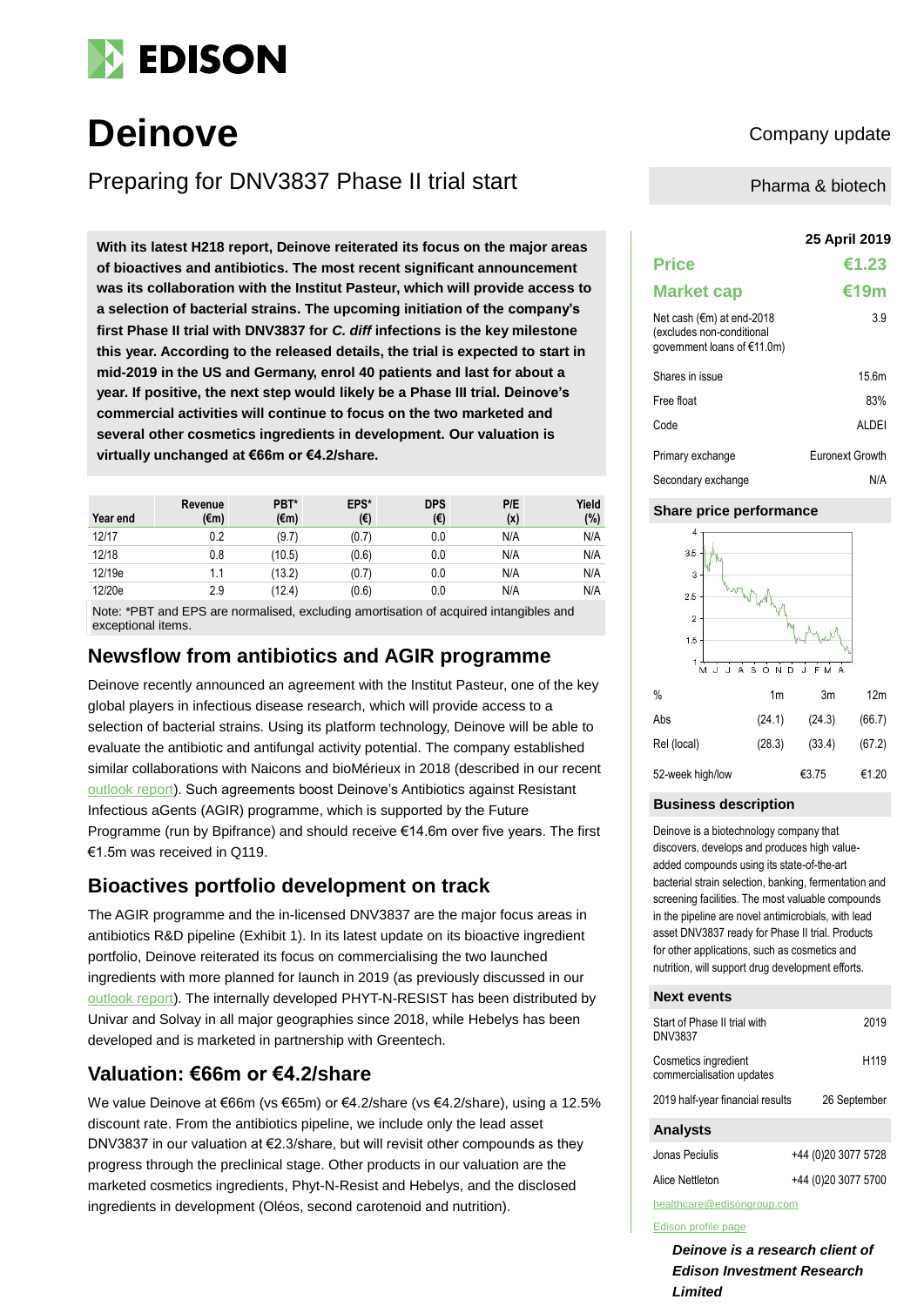# Deinove

Company update

Pharma & biotech

## Preparing for DNV3837 Phase II trial start

**With its latest H218 report, Deinove reiterated its focus on the major areas of bioactives and antibiotics. The most recent significant announcement was its collaboration with the Institut Pasteur, which will provide access to a selection of bacterial strains. The upcoming initiation of the company's first Phase II trial with DNV3837 for *C. diff* infections is the key milestone this year. According to the released details, the trial is expected to start in mid-2019 in the US and Germany, enrol 40 patients and last for about a year. If positive, the next step would likely be a Phase III trial. Deinove's commercial activities will continue to focus on the two marketed and several other cosmetics ingredients in development. Our valuation is virtually unchanged at €66m or €4.2/share.**

| Year end | Revenue (€m) | PBT* (€m) | EPS* (€) | DPS (€) | P/E (x) | Yield (%) |
|---|---|---|---|---|---|---|
| 12/17 | 0.2 | (9.7) | (0.7) | 0.0 | N/A | N/A |
| 12/18 | 0.8 | (10.5) | (0.6) | 0.0 | N/A | N/A |
| 12/19e | 1.1 | (13.2) | (0.7) | 0.0 | N/A | N/A |
| 12/20e | 2.9 | (12.4) | (0.6) | 0.0 | N/A | N/A |

Note: *PBT and EPS are normalised, excluding amortisation of acquired intangibles and exceptional items.

## Newsflow from antibiotics and AGIR programme

Deinove recently announced an agreement with the Institut Pasteur, one of the key global players in infectious disease research, which will provide access to a selection of bacterial strains. Using its platform technology, Deinove will be able to evaluate the antibiotic and antifungal activity potential. The company established similar collaborations with Naicons and bioMérieux in 2018 (described in our recent outlook report). Such agreements boost Deinove's Antibiotics against Resistant Infectious aGents (AGIR) programme, which is supported by the Future Programme (run by Bpifrance) and should receive €14.6m over five years. The first €1.5m was received in Q119.

## Bioactives portfolio development on track

The AGIR programme and the in-licensed DNV3837 are the major focus areas in antibiotics R&D pipeline (Exhibit 1). In its latest update on its bioactive ingredient portfolio, Deinove reiterated its focus on commercialising the two launched ingredients with more planned for launch in 2019 (as previously discussed in our outlook report). The internally developed PHYT-N-RESIST has been distributed by Univar and Solvay in all major geographies since 2018, while Hebelys has been developed and is marketed in partnership with Greentech.

## Valuation: €66m or €4.2/share

We value Deinove at €66m (vs €65m) or €4.2/share (vs €4.2/share), using a 12.5% discount rate. From the antibiotics pipeline, we include only the lead asset DNV3837 in our valuation at €2.3/share, but will revisit other compounds as they progress through the preclinical stage. Other products in our valuation are the marketed cosmetics ingredients, Phyt-N-Resist and Hebelys, and the disclosed ingredients in development (Oléos, second carotenoid and nutrition).

**25 April 2019**

| | |
|---|---|
| **Price** | **€1.23** |
| **Market cap** | **€19m** |
| Net cash (€m) at end-2018 (excludes non-conditional government loans of €11.0m) | 3.9 |
| Shares in issue | 15.6m |
| Free float | 83% |
| Code | ALDEI |
| Primary exchange | Euronext Growth |
| Secondary exchange | N/A |

### Share price performance

| % | 1m | 3m | 12m |
|---|---|---|---|
| Abs | (24.1) | (24.3) | (66.7) |
| Rel (local) | (28.3) | (33.4) | (67.2) |
| 52-week high/low | | €3.75 | €1.20 |

### Business description

Deinove is a biotechnology company that discovers, develops and produces high value-added compounds using its state-of-the-art bacterial strain selection, banking, fermentation and screening facilities. The most valuable compounds in the pipeline are novel antimicrobials, with lead asset DNV3837 ready for Phase II trial. Products for other applications, such as cosmetics and nutrition, will support drug development efforts.

### Next events

| | |
|---|---|
| Start of Phase II trial with DNV3837 | 2019 |
| Cosmetics ingredient commercialisation updates | H119 |
| 2019 half-year financial results | 26 September |

### Analysts

| | |
|---|---|
| Jonas Peciulis | +44 (0)20 3077 5728 |
| Alice Nettleton | +44 (0)20 3077 5700 |

healthcare@edisongroup.com

Edison profile page

***Deinove is a research client of Edison Investment Research Limited***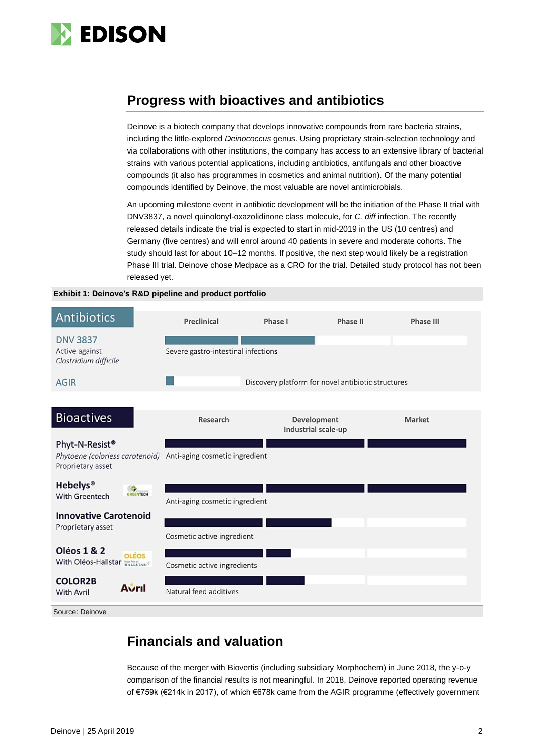## Progress with bioactives and antibiotics

Deinove is a biotech company that develops innovative compounds from rare bacteria strains, including the little-explored *Deinococcus* genus. Using proprietary strain-selection technology and via collaborations with other institutions, the company has access to an extensive library of bacterial strains with various potential applications, including antibiotics, antifungals and other bioactive compounds (it also has programmes in cosmetics and animal nutrition). Of the many potential compounds identified by Deinove, the most valuable are novel antimicrobials.

An upcoming milestone event in antibiotic development will be the initiation of the Phase II trial with DNV3837, a novel quinolonyl-oxazolidinone class molecule, for *C. diff* infection. The recently released details indicate the trial is expected to start in mid-2019 in the US (10 centres) and Germany (five centres) and will enrol around 40 patients in severe and moderate cohorts. The study should last for about 10–12 months. If positive, the next step would likely be a registration Phase III trial. Deinove chose Medpace as a CRO for the trial. Detailed study protocol has not been released yet.

**Exhibit 1: Deinove's R&D pipeline and product portfolio**

| Antibiotics | Preclinical | Phase I | Phase II | Phase III |
|---|---|---|---|---|
| DNV 3837<br>Active against *Clostridium difficile* | Severe gastro-intestinal infections | | | |
| AGIR | Discovery platform for novel antibiotic structures | | | |

| Bioactives | Research | Development<br>Industrial scale-up | Market |
|---|---|---|---|
| Phyt-N-Resist®<br>*Phytoene (colorless carotenoid)*<br>Proprietary asset | Anti-aging cosmetic ingredient | | |
| Hebelys®<br>With Greentech | Anti-aging cosmetic ingredient | | |
| Innovative Carotenoid<br>Proprietary asset | Cosmetic active ingredient | | |
| Oléos 1 & 2<br>With Oléos-Hallstar | Cosmetic active ingredients | | |
| COLOR2B<br>With Avril | Natural feed additives | | |

Source: Deinove

## Financials and valuation

Because of the merger with Biovertis (including subsidiary Morphochem) in June 2018, the y-o-y comparison of the financial results is not meaningful. In 2018, Deinove reported operating revenue of €759k (€214k in 2017), of which €678k came from the AGIR programme (effectively government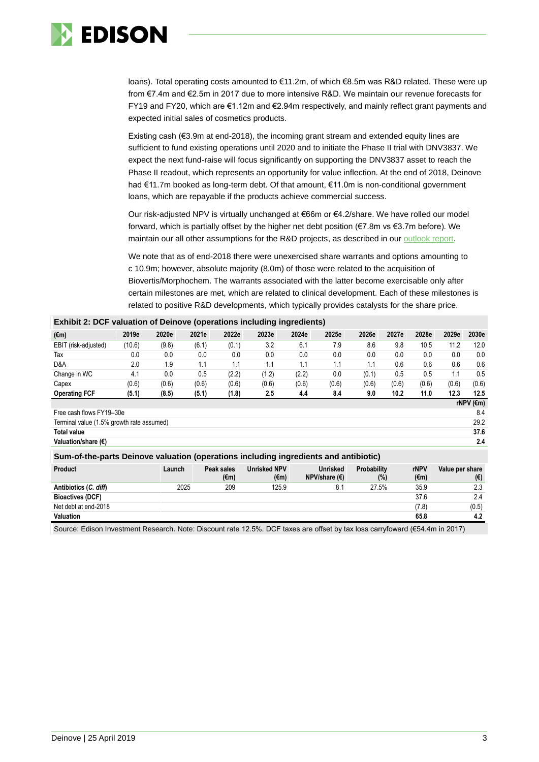loans). Total operating costs amounted to €11.2m, of which €8.5m was R&D related. These were up from €7.4m and €2.5m in 2017 due to more intensive R&D. We maintain our revenue forecasts for FY19 and FY20, which are €1.12m and €2.94m respectively, and mainly reflect grant payments and expected initial sales of cosmetics products.

Existing cash (€3.9m at end-2018), the incoming grant stream and extended equity lines are sufficient to fund existing operations until 2020 and to initiate the Phase II trial with DNV3837. We expect the next fund-raise will focus significantly on supporting the DNV3837 asset to reach the Phase II readout, which represents an opportunity for value inflection. At the end of 2018, Deinove had €11.7m booked as long-term debt. Of that amount, €11.0m is non-conditional government loans, which are repayable if the products achieve commercial success.

Our risk-adjusted NPV is virtually unchanged at €66m or €4.2/share. We have rolled our model forward, which is partially offset by the higher net debt position (€7.8m vs €3.7m before). We maintain our all other assumptions for the R&D projects, as described in our outlook report.

We note that as of end-2018 there were unexercised share warrants and options amounting to c 10.9m; however, absolute majority (8.0m) of those were related to the acquisition of Biovertis/Morphochem. The warrants associated with the latter become exercisable only after certain milestones are met, which are related to clinical development. Each of these milestones is related to positive R&D developments, which typically provides catalysts for the share price.

**Exhibit 2: DCF valuation of Deinove (operations including ingredients)**

| (€m) | 2019e | 2020e | 2021e | 2022e | 2023e | 2024e | 2025e | 2026e | 2027e | 2028e | 2029e | 2030e |
|---|---|---|---|---|---|---|---|---|---|---|---|---|
| EBIT (risk-adjusted) | (10.6) | (9.8) | (6.1) | (0.1) | 3.2 | 6.1 | 7.9 | 8.6 | 9.8 | 10.5 | 11.2 | 12.0 |
| Tax | 0.0 | 0.0 | 0.0 | 0.0 | 0.0 | 0.0 | 0.0 | 0.0 | 0.0 | 0.0 | 0.0 | 0.0 |
| D&A | 2.0 | 1.9 | 1.1 | 1.1 | 1.1 | 1.1 | 1.1 | 1.1 | 0.6 | 0.6 | 0.6 | 0.6 |
| Change in WC | 4.1 | 0.0 | 0.5 | (2.2) | (1.2) | (2.2) | 0.0 | (0.1) | 0.5 | 0.5 | 1.1 | 0.5 |
| Capex | (0.6) | (0.6) | (0.6) | (0.6) | (0.6) | (0.6) | (0.6) | (0.6) | (0.6) | (0.6) | (0.6) | (0.6) |
| **Operating FCF** | **(5.1)** | **(8.5)** | **(5.1)** | **(1.8)** | **2.5** | **4.4** | **8.4** | **9.0** | **10.2** | **11.0** | **12.3** | **12.5** |
| | | | | | | | | | | | | **rNPV (€m)** |
| Free cash flows FY19–30e | | | | | | | | | | | | 8.4 |
| Terminal value (1.5% growth rate assumed) | | | | | | | | | | | | 29.2 |
| **Total value** | | | | | | | | | | | | **37.6** |
| **Valuation/share (€)** | | | | | | | | | | | | **2.4** |

**Sum-of-the-parts Deinove valuation (operations including ingredients and antibiotic)**

| Product | Launch | Peak sales (€m) | Unrisked NPV (€m) | Unrisked NPV/share (€) | Probability (%) | rNPV (€m) | Value per share (€) |
|---|---|---|---|---|---|---|---|
| **Antibiotics (*C. diff*)** | 2025 | 209 | 125.9 | 8.1 | 27.5% | 35.9 | 2.3 |
| **Bioactives (DCF)** | | | | | | 37.6 | 2.4 |
| Net debt at end-2018 | | | | | | (7.8) | (0.5) |
| **Valuation** | | | | | | **65.8** | **4.2** |

Source: Edison Investment Research. Note: Discount rate 12.5%. DCF taxes are offset by tax loss carryfoward (€54.4m in 2017)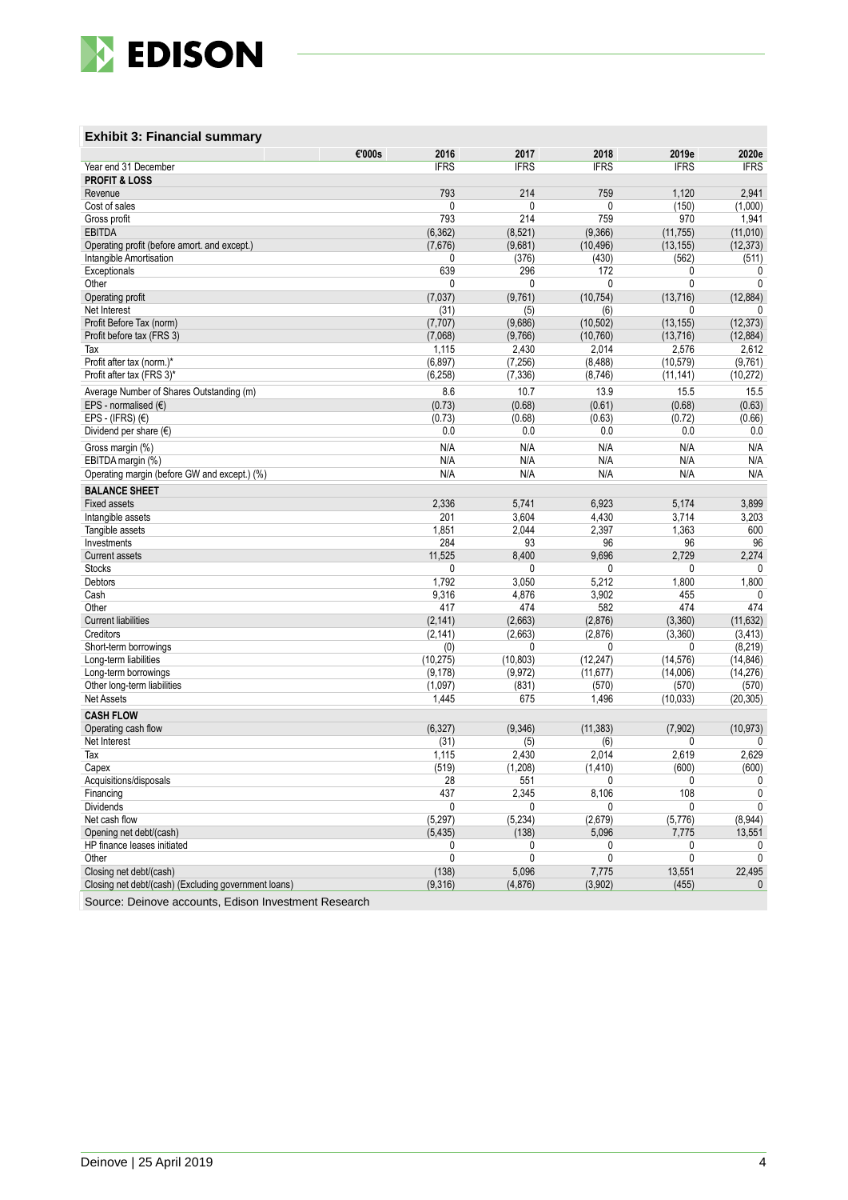### Exhibit 3: Financial summary

| €'000s | 2016 | 2017 | 2018 | 2019e | 2020e |
|---|---|---|---|---|---|
| Year end 31 December | IFRS | IFRS | IFRS | IFRS | IFRS |
| **PROFIT & LOSS** | | | | | |
| Revenue | 793 | 214 | 759 | 1,120 | 2,941 |
| Cost of sales | 0 | 0 | 0 | (150) | (1,000) |
| Gross profit | 793 | 214 | 759 | 970 | 1,941 |
| EBITDA | (6,362) | (8,521) | (9,366) | (11,755) | (11,010) |
| Operating profit (before amort. and except.) | (7,676) | (9,681) | (10,496) | (13,155) | (12,373) |
| Intangible Amortisation | 0 | (376) | (430) | (562) | (511) |
| Exceptionals | 639 | 296 | 172 | 0 | 0 |
| Other | 0 | 0 | 0 | 0 | 0 |
| Operating profit | (7,037) | (9,761) | (10,754) | (13,716) | (12,884) |
| Net Interest | (31) | (5) | (6) | 0 | 0 |
| Profit Before Tax (norm) | (7,707) | (9,686) | (10,502) | (13,155) | (12,373) |
| Profit before tax (FRS 3) | (7,068) | (9,766) | (10,760) | (13,716) | (12,884) |
| Tax | 1,115 | 2,430 | 2,014 | 2,576 | 2,612 |
| Profit after tax (norm.)* | (6,897) | (7,256) | (8,488) | (10,579) | (9,761) |
| Profit after tax (FRS 3)* | (6,258) | (7,336) | (8,746) | (11,141) | (10,272) |
| Average Number of Shares Outstanding (m) | 8.6 | 10.7 | 13.9 | 15.5 | 15.5 |
| EPS - normalised (€) | (0.73) | (0.68) | (0.61) | (0.68) | (0.63) |
| EPS - (IFRS) (€) | (0.73) | (0.68) | (0.63) | (0.72) | (0.66) |
| Dividend per share (€) | 0.0 | 0.0 | 0.0 | 0.0 | 0.0 |
| Gross margin (%) | N/A | N/A | N/A | N/A | N/A |
| EBITDA margin (%) | N/A | N/A | N/A | N/A | N/A |
| Operating margin (before GW and except.) (%) | N/A | N/A | N/A | N/A | N/A |
| **BALANCE SHEET** | | | | | |
| Fixed assets | 2,336 | 5,741 | 6,923 | 5,174 | 3,899 |
| Intangible assets | 201 | 3,604 | 4,430 | 3,714 | 3,203 |
| Tangible assets | 1,851 | 2,044 | 2,397 | 1,363 | 600 |
| Investments | 284 | 93 | 96 | 96 | 96 |
| Current assets | 11,525 | 8,400 | 9,696 | 2,729 | 2,274 |
| Stocks | 0 | 0 | 0 | 0 | 0 |
| Debtors | 1,792 | 3,050 | 5,212 | 1,800 | 1,800 |
| Cash | 9,316 | 4,876 | 3,902 | 455 | 0 |
| Other | 417 | 474 | 582 | 474 | 474 |
| Current liabilities | (2,141) | (2,663) | (2,876) | (3,360) | (11,632) |
| Creditors | (2,141) | (2,663) | (2,876) | (3,360) | (3,413) |
| Short-term borrowings | (0) | 0 | 0 | 0 | (8,219) |
| Long-term liabilities | (10,275) | (10,803) | (12,247) | (14,576) | (14,846) |
| Long-term borrowings | (9,178) | (9,972) | (11,677) | (14,006) | (14,276) |
| Other long-term liabilities | (1,097) | (831) | (570) | (570) | (570) |
| Net Assets | 1,445 | 675 | 1,496 | (10,033) | (20,305) |
| **CASH FLOW** | | | | | |
| Operating cash flow | (6,327) | (9,346) | (11,383) | (7,902) | (10,973) |
| Net Interest | (31) | (5) | (6) | 0 | 0 |
| Tax | 1,115 | 2,430 | 2,014 | 2,619 | 2,629 |
| Capex | (519) | (1,208) | (1,410) | (600) | (600) |
| Acquisitions/disposals | 28 | 551 | 0 | 0 | 0 |
| Financing | 437 | 2,345 | 8,106 | 108 | 0 |
| Dividends | 0 | 0 | 0 | 0 | 0 |
| Net cash flow | (5,297) | (5,234) | (2,679) | (5,776) | (8,944) |
| Opening net debt/(cash) | (5,435) | (138) | 5,096 | 7,775 | 13,551 |
| HP finance leases initiated | 0 | 0 | 0 | 0 | 0 |
| Other | 0 | 0 | 0 | 0 | 0 |
| Closing net debt/(cash) | (138) | 5,096 | 7,775 | 13,551 | 22,495 |
| Closing net debt/(cash) (Excluding government loans) | (9,316) | (4,876) | (3,902) | (455) | 0 |

Source: Deinove accounts, Edison Investment Research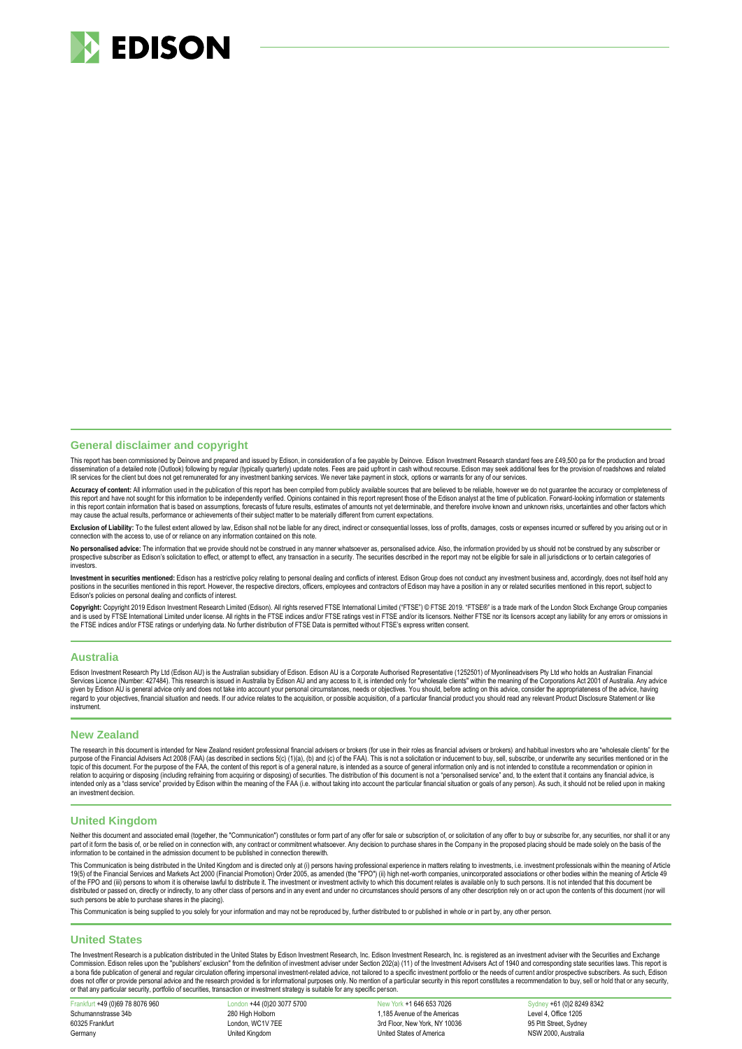## General disclaimer and copyright

This report has been commissioned by Deinove and prepared and issued by Edison, in consideration of a fee payable by Deinove. Edison Investment Research standard fees are £49,500 pa for the production and broad dissemination of a detailed note (Outlook) following by regular (typically quarterly) update notes. Fees are paid upfront in cash without recourse. Edison may seek additional fees for the provision of roadshows and related IR services for the client but does not get remunerated for any investment banking services. We never take payment in stock, options or warrants for any of our services.

**Accuracy of content:** All information used in the publication of this report has been compiled from publicly available sources that are believed to be reliable, however we do not guarantee the accuracy or completeness of this report and have not sought for this information to be independently verified. Opinions contained in this report represent those of the Edison analyst at the time of publication. Forward-looking information or statements in this report contain information that is based on assumptions, forecasts of future results, estimates of amounts not yet determinable, and therefore involve known and unknown risks, uncertainties and other factors which may cause the actual results, performance or achievements of their subject matter to be materially different from current expectations.

**Exclusion of Liability:** To the fullest extent allowed by law, Edison shall not be liable for any direct, indirect or consequential losses, loss of profits, damages, costs or expenses incurred or suffered by you arising out or in connection with the access to, use of or reliance on any information contained on this note.

**No personalised advice:** The information that we provide should not be construed in any manner whatsoever as, personalised advice. Also, the information provided by us should not be construed by any subscriber or prospective subscriber as Edison's solicitation to effect, or attempt to effect, any transaction in a security. The securities described in the report may not be eligible for sale in all jurisdictions or to certain categories of investors.

**Investment in securities mentioned:** Edison has a restrictive policy relating to personal dealing and conflicts of interest. Edison Group does not conduct any investment business and, accordingly, does not itself hold any positions in the securities mentioned in this report. However, the respective directors, officers, employees and contractors of Edison may have a position in any or related securities mentioned in this report, subject to Edison's policies on personal dealing and conflicts of interest.

**Copyright:** Copyright 2019 Edison Investment Research Limited (Edison). All rights reserved FTSE International Limited ("FTSE") © FTSE 2019. "FTSE®" is a trade mark of the London Stock Exchange Group companies and is used by FTSE International Limited under license. All rights in the FTSE indices and/or FTSE ratings vest in FTSE and/or its licensors. Neither FTSE nor its licensors accept any liability for any errors or omissions in the FTSE indices and/or FTSE ratings or underlying data. No further distribution of FTSE Data is permitted without FTSE's express written consent.

## Australia

Edison Investment Research Pty Ltd (Edison AU) is the Australian subsidiary of Edison. Edison AU is a Corporate Authorised Representative (1252501) of Myonlineadvisers Pty Ltd who holds an Australian Financial Services Licence (Number: 427484). This research is issued in Australia by Edison AU and any access to it, is intended only for "wholesale clients" within the meaning of the Corporations Act 2001 of Australia. Any advice given by Edison AU is general advice only and does not take into account your personal circumstances, needs or objectives. You should, before acting on this advice, consider the appropriateness of the advice, having regard to your objectives, financial situation and needs. If our advice relates to the acquisition, or possible acquisition, of a particular financial product you should read any relevant Product Disclosure Statement or like instrument.

## New Zealand

The research in this document is intended for New Zealand resident professional financial advisers or brokers (for use in their roles as financial advisers or brokers) and habitual investors who are "wholesale clients" for the purpose of the Financial Advisers Act 2008 (FAA) (as described in sections 5(c) (1)(a), (b) and (c) of the FAA). This is not a solicitation or inducement to buy, sell, subscribe, or underwrite any securities mentioned or in the topic of this document. For the purpose of the FAA, the content of this report is of a general nature, is intended as a source of general information only and is not intended to constitute a recommendation or opinion in relation to acquiring or disposing (including refraining from acquiring or disposing) of securities. The distribution of this document is not a "personalised service" and, to the extent that it contains any financial advice, is intended only as a "class service" provided by Edison within the meaning of the FAA (i.e. without taking into account the particular financial situation or goals of any person). As such, it should not be relied upon in making an investment decision.

## United Kingdom

Neither this document and associated email (together, the "Communication") constitutes or form part of any offer for sale or subscription of, or solicitation of any offer to buy or subscribe for, any securities, nor shall it or any part of it form the basis of, or be relied on in connection with, any contract or commitment whatsoever. Any decision to purchase shares in the Company in the proposed placing should be made solely on the basis of the information to be contained in the admission document to be published in connection therewith.

This Communication is being distributed in the United Kingdom and is directed only at (i) persons having professional experience in matters relating to investments, i.e. investment professionals within the meaning of Article 19(5) of the Financial Services and Markets Act 2000 (Financial Promotion) Order 2005, as amended (the "FPO") (ii) high net-worth companies, unincorporated associations or other bodies within the meaning of Article 49 of the FPO and (iii) persons to whom it is otherwise lawful to distribute it. The investment or investment activity to which this document relates is available only to such persons. It is not intended that this document be distributed or passed on, directly or indirectly, to any other class of persons and in any event and under no circumstances should persons of any other description rely on or act upon the contents of this document (nor will such persons be able to purchase shares in the placing).

This Communication is being supplied to you solely for your information and may not be reproduced by, further distributed to or published in whole or in part by, any other person.

## United States

The Investment Research is a publication distributed in the United States by Edison Investment Research, Inc. Edison Investment Research, Inc. is registered as an investment adviser with the Securities and Exchange Commission. Edison relies upon the "publishers' exclusion" from the definition of investment adviser under Section 202(a) (11) of the Investment Advisers Act of 1940 and corresponding state securities laws. This report is a bona fide publication of general and regular circulation offering impersonal investment-related advice, not tailored to a specific investment portfolio or the needs of current and/or prospective subscribers. As such, Edison does not offer or provide personal advice and the research provided is for informational purposes only. No mention of a particular security in this report constitutes a recommendation to buy, sell or hold that or any security, or that any particular security, portfolio of securities, transaction or investment strategy is suitable for any specific person.

Frankfurt +49 (0)69 78 8076 960
Schumannstrasse 34b
60325 Frankfurt
Germany

London +44 (0)20 3077 5700
280 High Holborn
London, WC1V 7EE
United Kingdom

New York +1 646 653 7026
1,185 Avenue of the Americas
3rd Floor, New York, NY 10036
United States of America

Sydney +61 (0)2 8249 8342
Level 4, Office 1205
95 Pitt Street, Sydney
NSW 2000, Australia